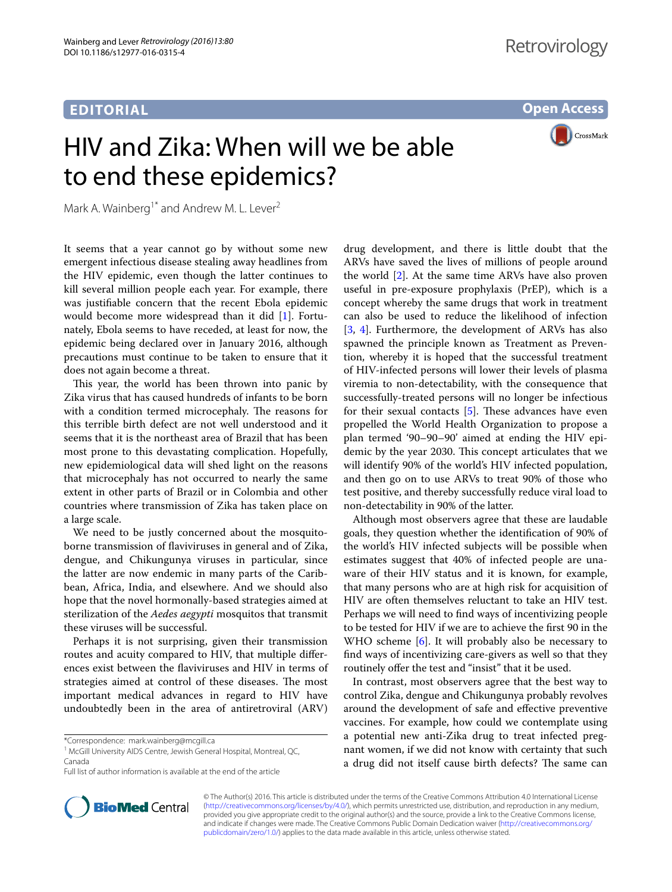EDITORIAL

Open Access

# HIV and Zika: When will we be able to end these epidemics?

Mark A. Wainberg[1*] and Andrew M. L. Lever[2]

It seems that a year cannot go by without some new emergent infectious disease stealing away headlines from the HIV epidemic, even though the latter continues to kill several million people each year. For example, there was justifiable concern that the recent Ebola epidemic would become more widespread than it did [1]. Fortunately, Ebola seems to have receded, at least for now, the epidemic being declared over in January 2016, although precautions must continue to be taken to ensure that it does not again become a threat.

This year, the world has been thrown into panic by Zika virus that has caused hundreds of infants to be born with a condition termed microcephaly. The reasons for this terrible birth defect are not well understood and it seems that it is the northeast area of Brazil that has been most prone to this devastating complication. Hopefully, new epidemiological data will shed light on the reasons that microcephaly has not occurred to nearly the same extent in other parts of Brazil or in Colombia and other countries where transmission of Zika has taken place on a large scale.

We need to be justly concerned about the mosquito-borne transmission of flaviviruses in general and of Zika, dengue, and Chikungunya viruses in particular, since the latter are now endemic in many parts of the Caribbean, Africa, India, and elsewhere. And we should also hope that the novel hormonally-based strategies aimed at sterilization of the *Aedes aegypti* mosquitos that transmit these viruses will be successful.

Perhaps it is not surprising, given their transmission routes and acuity compared to HIV, that multiple differences exist between the flaviviruses and HIV in terms of strategies aimed at control of these diseases. The most important medical advances in regard to HIV have undoubtedly been in the area of antiretroviral (ARV) drug development, and there is little doubt that the ARVs have saved the lives of millions of people around the world [2]. At the same time ARVs have also proven useful in pre-exposure prophylaxis (PrEP), which is a concept whereby the same drugs that work in treatment can also be used to reduce the likelihood of infection [3, 4]. Furthermore, the development of ARVs has also spawned the principle known as Treatment as Prevention, whereby it is hoped that the successful treatment of HIV-infected persons will lower their levels of plasma viremia to non-detectability, with the consequence that successfully-treated persons will no longer be infectious for their sexual contacts [5]. These advances have even propelled the World Health Organization to propose a plan termed '90–90–90' aimed at ending the HIV epidemic by the year 2030. This concept articulates that we will identify 90% of the world's HIV infected population, and then go on to use ARVs to treat 90% of those who test positive, and thereby successfully reduce viral load to non-detectability in 90% of the latter.

Although most observers agree that these are laudable goals, they question whether the identification of 90% of the world's HIV infected subjects will be possible when estimates suggest that 40% of infected people are unaware of their HIV status and it is known, for example, that many persons who are at high risk for acquisition of HIV are often themselves reluctant to take an HIV test. Perhaps we will need to find ways of incentivizing people to be tested for HIV if we are to achieve the first 90 in the WHO scheme [6]. It will probably also be necessary to find ways of incentivizing care-givers as well so that they routinely offer the test and "insist" that it be used.

In contrast, most observers agree that the best way to control Zika, dengue and Chikungunya probably revolves around the development of safe and effective preventive vaccines. For example, how could we contemplate using a potential new anti-Zika drug to treat infected pregnant women, if we did not know with certainty that such a drug did not itself cause birth defects? The same can

*Correspondence: mark.wainberg@mcgill.ca

[1] McGill University AIDS Centre, Jewish General Hospital, Montreal, QC, Canada

Full list of author information is available at the end of the article

© The Author(s) 2016. This article is distributed under the terms of the Creative Commons Attribution 4.0 International License (http://creativecommons.org/licenses/by/4.0/), which permits unrestricted use, distribution, and reproduction in any medium, provided you give appropriate credit to the original author(s) and the source, provide a link to the Creative Commons license, and indicate if changes were made. The Creative Commons Public Domain Dedication waiver (http://creativecommons.org/publicdomain/zero/1.0/) applies to the data made available in this article, unless otherwise stated.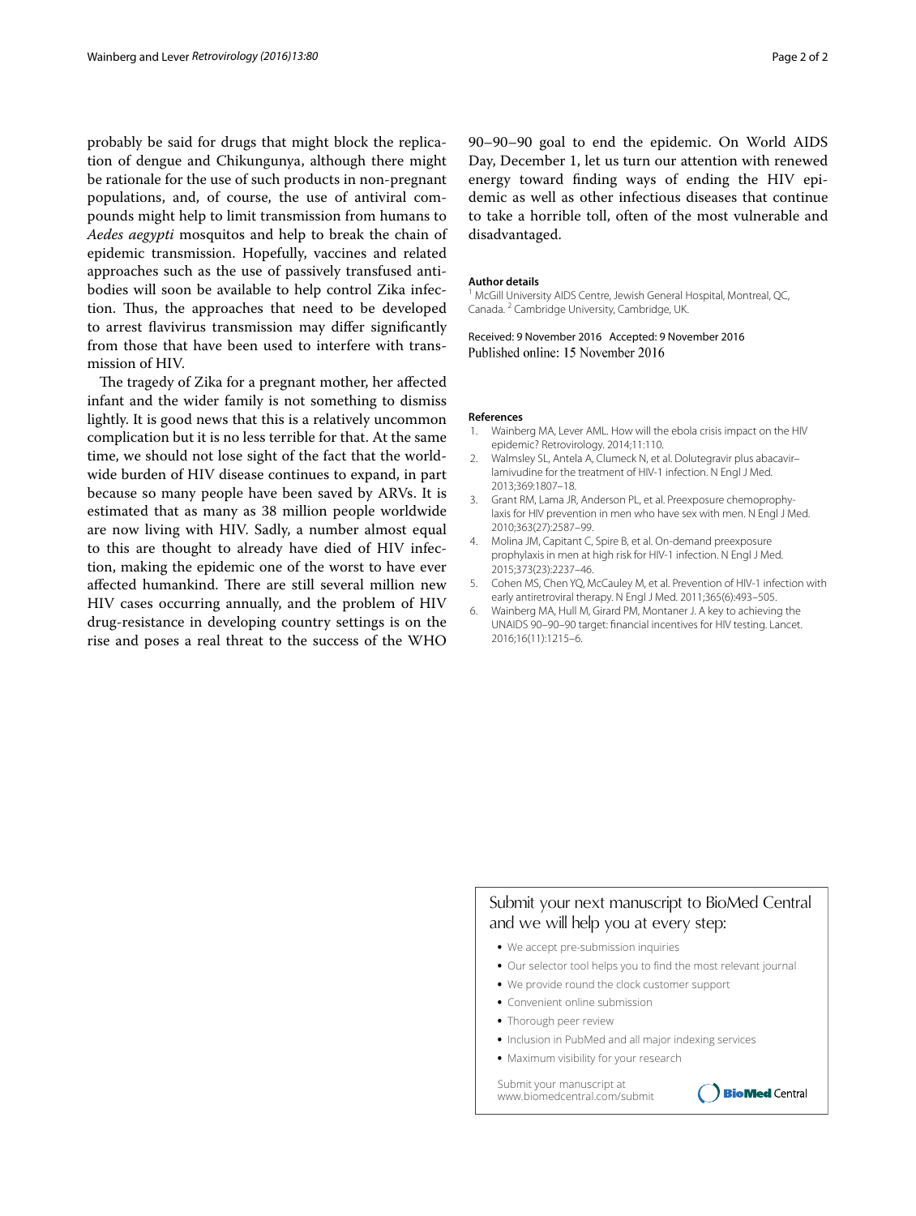probably be said for drugs that might block the replication of dengue and Chikungunya, although there might be rationale for the use of such products in non-pregnant populations, and, of course, the use of antiviral compounds might help to limit transmission from humans to *Aedes aegypti* mosquitos and help to break the chain of epidemic transmission. Hopefully, vaccines and related approaches such as the use of passively transfused antibodies will soon be available to help control Zika infection. Thus, the approaches that need to be developed to arrest flavivirus transmission may differ significantly from those that have been used to interfere with transmission of HIV.

The tragedy of Zika for a pregnant mother, her affected infant and the wider family is not something to dismiss lightly. It is good news that this is a relatively uncommon complication but it is no less terrible for that. At the same time, we should not lose sight of the fact that the worldwide burden of HIV disease continues to expand, in part because so many people have been saved by ARVs. It is estimated that as many as 38 million people worldwide are now living with HIV. Sadly, a number almost equal to this are thought to already have died of HIV infection, making the epidemic one of the worst to have ever affected humankind. There are still several million new HIV cases occurring annually, and the problem of HIV drug-resistance in developing country settings is on the rise and poses a real threat to the success of the WHO 90–90–90 goal to end the epidemic. On World AIDS Day, December 1, let us turn our attention with renewed energy toward finding ways of ending the HIV epidemic as well as other infectious diseases that continue to take a horrible toll, often of the most vulnerable and disadvantaged.

**Author details**

[1] McGill University AIDS Centre, Jewish General Hospital, Montreal, QC, Canada. [2] Cambridge University, Cambridge, UK.

Received: 9 November 2016 Accepted: 9 November 2016
Published online: 15 November 2016

**References**

1. Wainberg MA, Lever AML. How will the ebola crisis impact on the HIV epidemic? Retrovirology. 2014;11:110.
2. Walmsley SL, Antela A, Clumeck N, et al. Dolutegravir plus abacavir–lamivudine for the treatment of HIV-1 infection. N Engl J Med. 2013;369:1807–18.
3. Grant RM, Lama JR, Anderson PL, et al. Preexposure chemoprophylaxis for HIV prevention in men who have sex with men. N Engl J Med. 2010;363(27):2587–99.
4. Molina JM, Capitant C, Spire B, et al. On-demand preexposure prophylaxis in men at high risk for HIV-1 infection. N Engl J Med. 2015;373(23):2237–46.
5. Cohen MS, Chen YQ, McCauley M, et al. Prevention of HIV-1 infection with early antiretroviral therapy. N Engl J Med. 2011;365(6):493–505.
6. Wainberg MA, Hull M, Girard PM, Montaner J. A key to achieving the UNAIDS 90–90–90 target: financial incentives for HIV testing. Lancet. 2016;16(11):1215–6.

Submit your next manuscript to BioMed Central and we will help you at every step:

- We accept pre-submission inquiries
- Our selector tool helps you to find the most relevant journal
- We provide round the clock customer support
- Convenient online submission
- Thorough peer review
- Inclusion in PubMed and all major indexing services
- Maximum visibility for your research

Submit your manuscript at www.biomedcentral.com/submit

BioMed Central